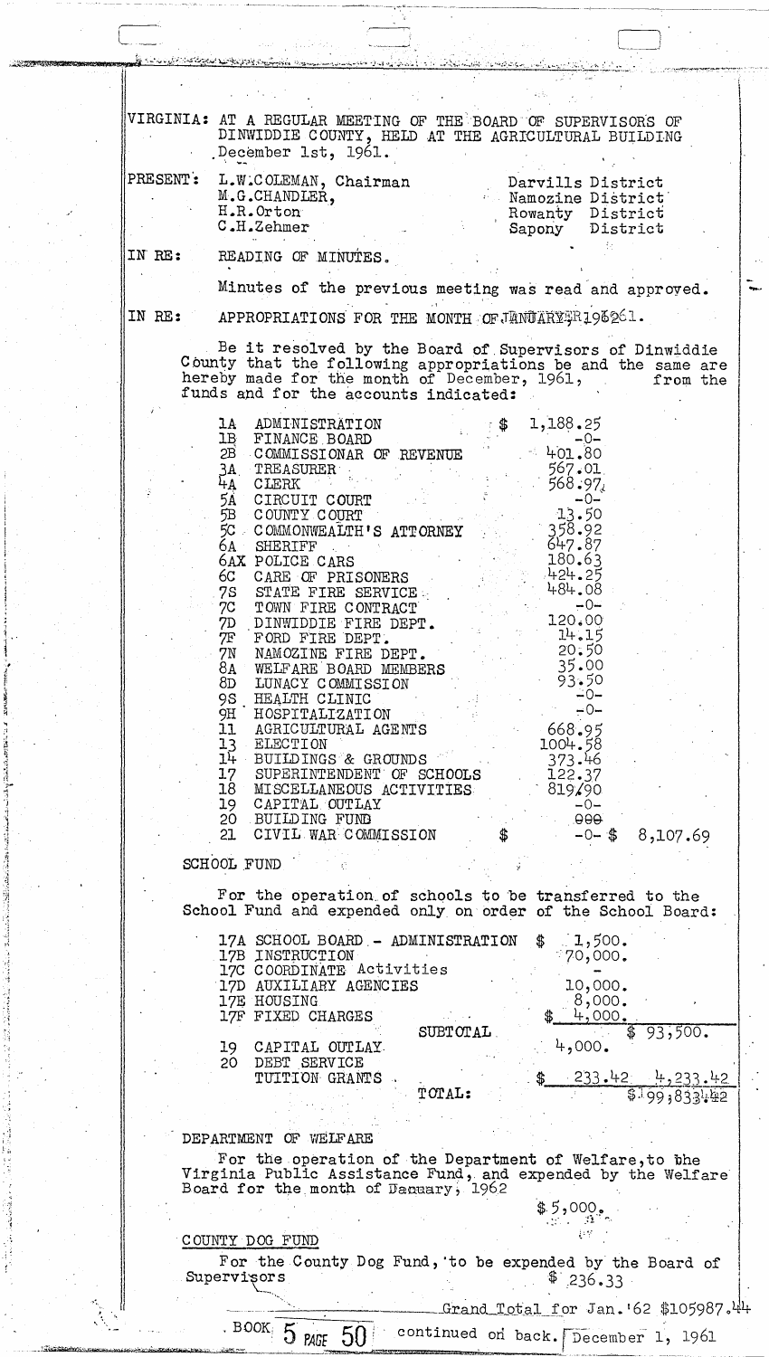VIRGINIA: AT A REGULAR MEETING OF THE BOARD OF SUPERVISORS OF DINWIDDIE COUNTY, HELD AT THE AGRICULTURAL BUILDING December 1st, 1961.

| PRESENT: | | |
|---|---|---|
| | L.W.COLEMAN, Chairman | Darvills District |
| | M.G.CHANDLER, | Namozine District |
| | H.R.Orton | Rowanty District |
| | C.H.Zehmer | Sapony District |

IN RE: READING OF MINUTES.

Minutes of the previous meeting was read and approved.

IN RE: APPROPRIATIONS FOR THE MONTH OF JANUARY, 1962.

Be it resolved by the Board of Supervisors of Dinwiddie County that the following appropriations be and the same are hereby made for the month of December, 1961, from the funds and for the accounts indicated:

| | | | |
|---|---|---|---|
| 1A | ADMINISTRATION | $ 1,188.25 | |
| 1B | FINANCE BOARD | -0- | |
| 2B | COMMISSIONAR OF REVENUE | 401.80 | |
| 3A | TREASURER | 567.01 | |
| 4A | CLERK | 568.97 | |
| 5A | CIRCUIT COURT | -0- | |
| 5B | COUNTY COURT | 13.50 | |
| 5C | COMMONWEALTH'S ATTORNEY | 358.92 | |
| 6A | SHERIFF | 647.87 | |
| 6AX | POLICE CARS | 180.63 | |
| 6C | CARE OF PRISONERS | 424.25 | |
| 7S | STATE FIRE SERVICE | 484.08 | |
| 7C | TOWN FIRE CONTRACT | -0- | |
| 7D | DINWIDDIE FIRE DEPT. | 120.00 | |
| 7F | FORD FIRE DEPT. | 14.15 | |
| 7N | NAMOZINE FIRE DEPT. | 20.50 | |
| 8A | WELFARE BOARD MEMBERS | 35.00 | |
| 8D | LUNACY COMMISSION | 93.50 | |
| 9S | HEALTH CLINIC | -0- | |
| 9H | HOSPITALIZATION | -0- | |
| 11 | AGRICULTURAL AGENTS | 668.95 | |
| 13 | ELECTION | 1004.58 | |
| 14 | BUILDINGS & GROUNDS | 373.46 | |
| 17 | SUPERINTENDENT OF SCHOOLS | 122.37 | |
| 18 | MISCELLANEOUS ACTIVITIES | 819.90 | |
| 19 | CAPITAL OUTLAY | -0- | |
| 20 | BUILDING FUND | ~~000~~ | |
| 21 | CIVIL WAR COMMISSION | $ -0- | $ 8,107.69 |

SCHOOL FUND

For the operation of schools to be transferred to the School Fund and expended only on order of the School Board:

| | | | |
|---|---|---|---|
| 17A | SCHOOL BOARD - ADMINISTRATION | $ 1,500. | |
| 17B | INSTRUCTION | 70,000. | |
| 17C | COORDINATE Activities | - | |
| 17D | AUXILIARY AGENCIES | 10,000. | |
| 17E | HOUSING | 8,000. | |
| 17F | FIXED CHARGES | $ 4,000. | |
| | SUBTOTAL | | $ 93,500. |
| 19 | CAPITAL OUTLAY | 4,000. | |
| 20 | DEBT SERVICE | | |
| | TUITION GRANTS | $ 233.42 | 4,233.42 |
| | TOTAL: | | $ 99,833.42 |

DEPARTMENT OF WELFARE

For the operation of the Department of Welfare, to the Virginia Public Assistance Fund, and expended by the Welfare Board for the month of January, 1962

$ 5,000.

COUNTY DOG FUND

For the County Dog Fund, to be expended by the Board of Supervisors $ 236.33

Grand Total for Jan. '62 $105987.44

BOOK 5 PAGE 50 continued on back. December 1, 1961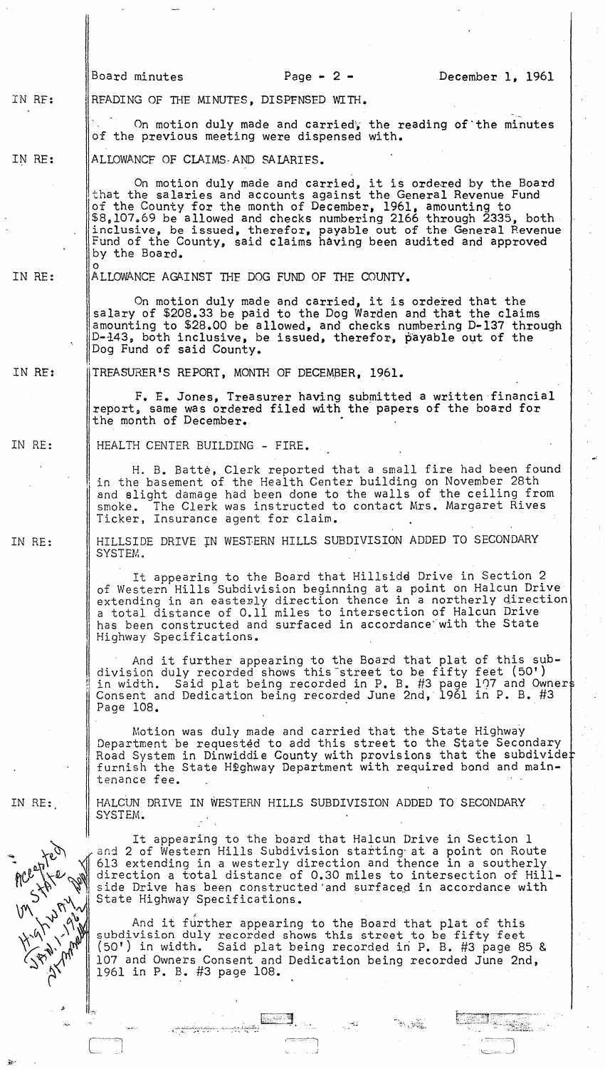IN RE: READING OF THE MINUTES, DISPENSED WITH.

On motion duly made and carried, the reading of the minutes of the previous meeting were dispensed with.

IN RE: ALLOWANCE OF CLAIMS AND SALARIES.

On motion duly made and carried, it is ordered by the Board that the salaries and accounts against the General Revenue Fund of the County for the month of December, 1961, amounting to $8,107.69 be allowed and checks numbering 2166 through 2335, both inclusive, be issued, therefor, payable out of the General Revenue Fund of the County, said claims having been audited and approved by the Board.

IN RE: ALLOWANCE AGAINST THE DOG FUND OF THE COUNTY.

On motion duly made and carried, it is ordered that the salary of $208.33 be paid to the Dog Warden and that the claims amounting to $28.00 be allowed, and checks numbering D-137 through D-143, both inclusive, be issued, therefor, payable out of the Dog Fund of said County.

IN RE: TREASURER'S REPORT, MONTH OF DECEMBER, 1961.

F. E. Jones, Treasurer having submitted a written financial report, same was ordered filed with the papers of the board for the month of December.

IN RE: HEALTH CENTER BUILDING - FIRE.

H. B. Battè, Clerk reported that a small fire had been found in the basement of the Health Center building on November 28th and slight damage had been done to the walls of the ceiling from smoke. The Clerk was instructed to contact Mrs. Margaret Rives Ticker, Insurance agent for claim.

IN RE: HILLSIDE DRIVE IN WESTERN HILLS SUBDIVISION ADDED TO SECONDARY SYSTEM.

It appearing to the Board that Hillside Drive in Section 2 of Western Hills Subdivision beginning at a point on Halcun Drive extending in an easterly direction thence in a northerly direction a total distance of 0.11 miles to intersection of Halcun Drive has been constructed and surfaced in accordance with the State Highway Specifications.

And it further appearing to the Board that plat of this subdivision duly recorded shows this street to be fifty feet (50') in width. Said plat being recorded in P. B. #3 page 107 and Owners Consent and Dedication being recorded June 2nd, 1961 in P. B. #3 Page 108.

Motion was duly made and carried that the State Highway Department be requested to add this street to the State Secondary Road System in Dinwiddie County with provisions that the subdivider furnish the State Highway Department with required bond and maintenance fee.

IN RE: HALCUN DRIVE IN WESTERN HILLS SUBDIVISION ADDED TO SECONDARY SYSTEM.

*Accepted by State Highway Dept. Jan. 1-1962*

It appearing to the board that Halcun Drive in Section 1 and 2 of Western Hills Subdivision starting at a point on Route 613 extending in a westerly direction and thence in a southerly direction a total distance of 0.30 miles to intersection of Hillside Drive has been constructed and surfaced in accordance with State Highway Specifications.

And it further appearing to the Board that plat of this subdivision duly recorded shows this street to be fifty feet (50') in width. Said plat being recorded in P. B. #3 page 85 & 107 and Owners Consent and Dedication being recorded June 2nd, 1961 in P. B. #3 page 108.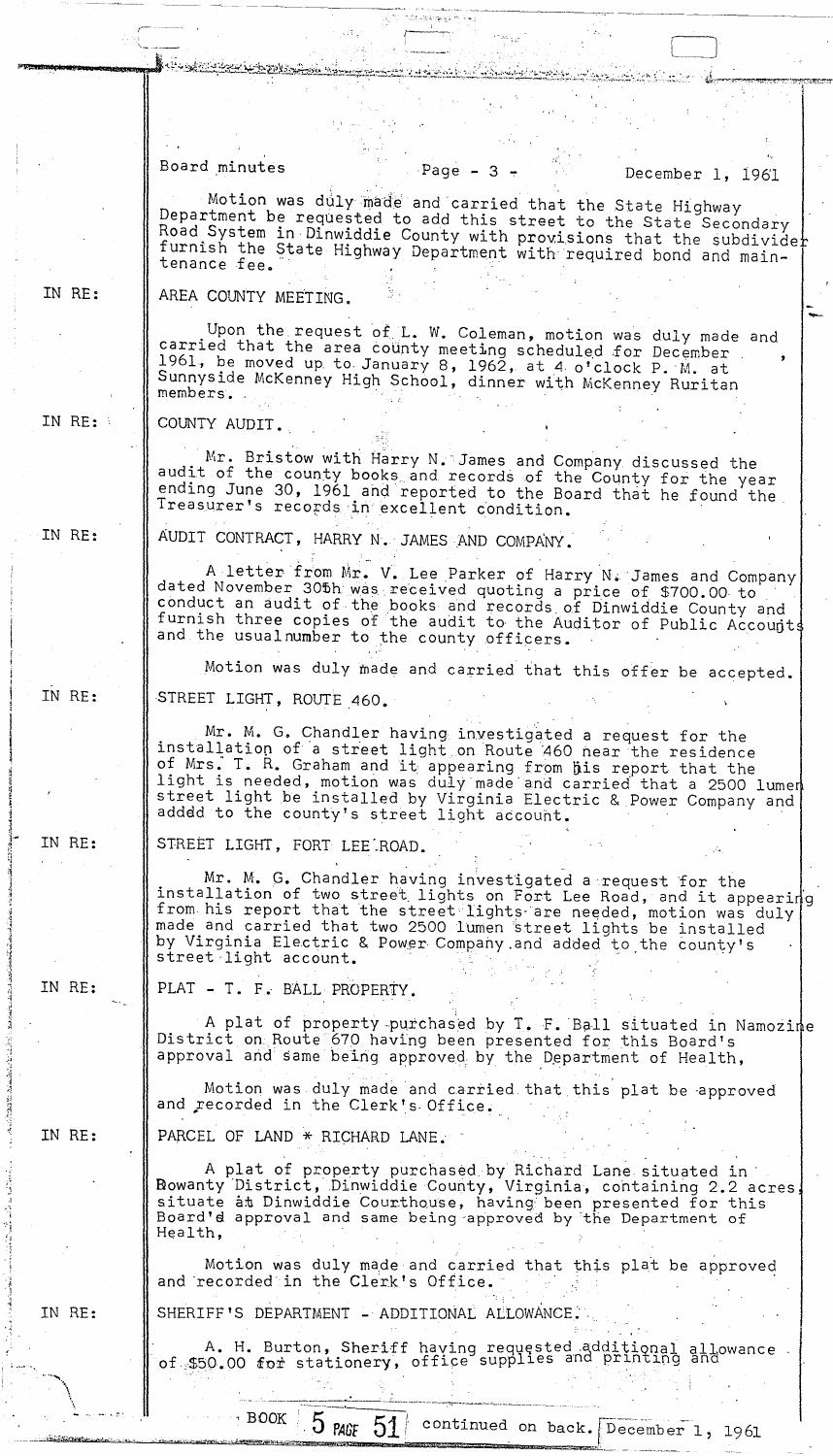Motion was duly made and carried that the State Highway Department be requested to add this street to the State Secondary Road System in Dinwiddie County with provisions that the subdivider furnish the State Highway Department with required bond and maintenance fee.

IN RE: AREA COUNTY MEETING.

Upon the request of L. W. Coleman, motion was duly made and carried that the area county meeting scheduled for December , 1961, be moved up to January 8, 1962, at 4 o'clock P. M. at Sunnyside McKenney High School, dinner with McKenney Ruritan members.

IN RE: COUNTY AUDIT.

Mr. Bristow with Harry N. James and Company discussed the audit of the county books and records of the County for the year ending June 30, 1961 and reported to the Board that he found the Treasurer's records in excellent condition.

IN RE: AUDIT CONTRACT, HARRY N. JAMES AND COMPANY.

A letter from Mr. V. Lee Parker of Harry N. James and Company dated November 30th was received quoting a price of $700.00 to conduct an audit of the books and records of Dinwiddie County and furnish three copies of the audit to the Auditor of Public Accounts and the usual number to the county officers.

Motion was duly made and carried that this offer be accepted.

IN RE: STREET LIGHT, ROUTE 460.

Mr. M. G. Chandler having investigated a request for the installation of a street light on Route 460 near the residence of Mrs. T. R. Graham and it appearing from his report that the light is needed, motion was duly made and carried that a 2500 lumen street light be installed by Virginia Electric & Power Company and adddd to the county's street light account.

IN RE: STREET LIGHT, FORT LEE ROAD.

Mr. M. G. Chandler having investigated a request for the installation of two street lights on Fort Lee Road, and it appearing from his report that the street lights are needed, motion was duly made and carried that two 2500 lumen street lights be installed by Virginia Electric & Power Company and added to the county's street light account.

IN RE: PLAT - T. F. BALL PROPERTY.

A plat of property purchased by T. F. Ball situated in Namozine District on Route 670 having been presented for this Board's approval and same being approved by the Department of Health,

Motion was duly made and carried that this plat be approved and recorded in the Clerk's Office.

IN RE: PARCEL OF LAND * RICHARD LANE.

A plat of property purchased by Richard Lane situated in Rowanty District, Dinwiddie County, Virginia, containing 2.2 acres, situate at Dinwiddie Courthouse, having been presented for this Board's approval and same being approved by the Department of Health,

Motion was duly made and carried that this plat be approved and recorded in the Clerk's Office.

IN RE: SHERIFF'S DEPARTMENT - ADDITIONAL ALLOWANCE.

A. H. Burton, Sheriff having requested additional allowance of $50.00 for stationery, office supplies and printing and

BOOK 5 PAGE 51 continued on back. December 1, 1961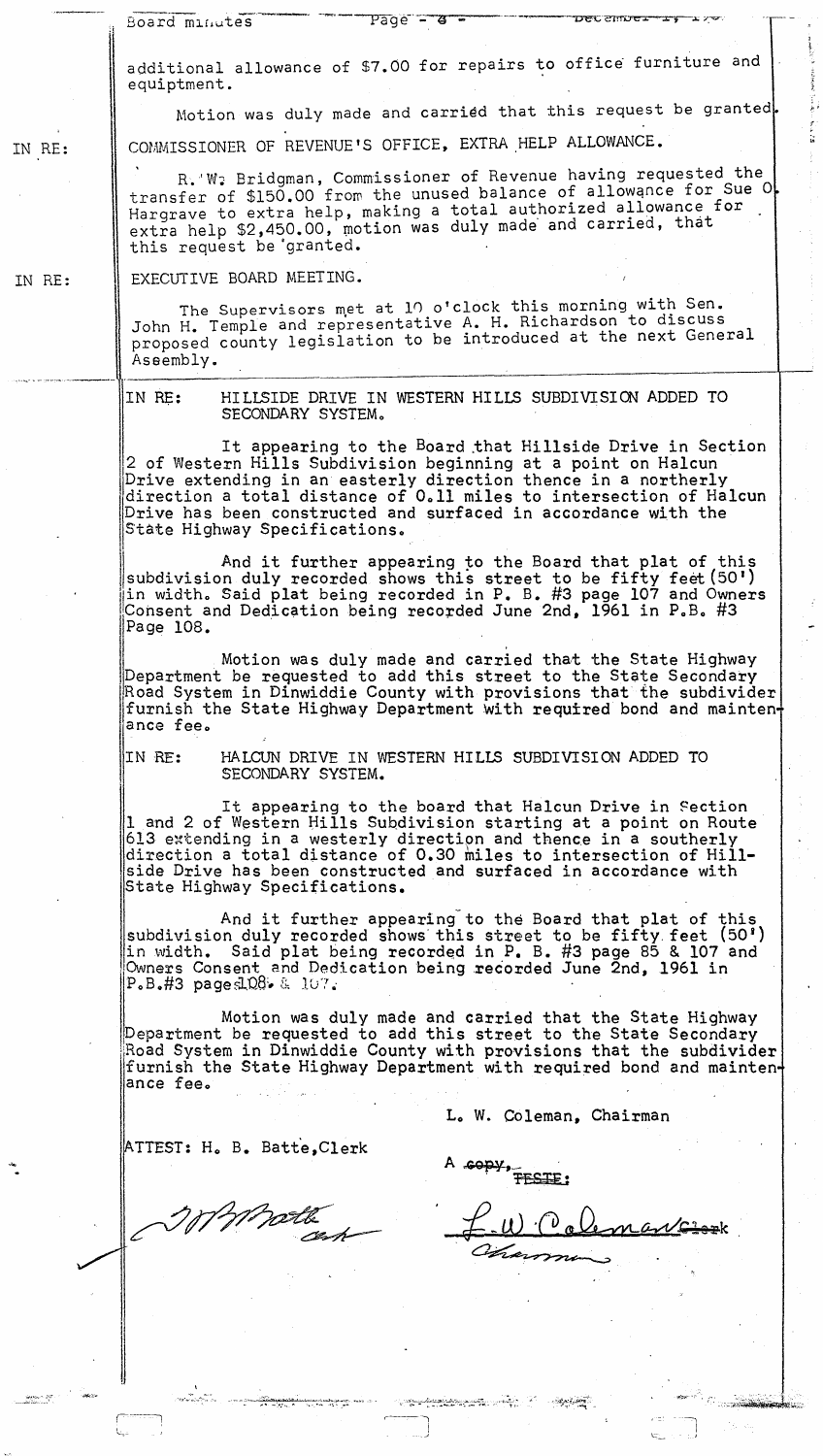additional allowance of $7.00 for repairs to office furniture and equiptment.

Motion was duly made and carried that this request be granted.

IN RE: COMMISSIONER OF REVENUE'S OFFICE, EXTRA HELP ALLOWANCE.

R. W. Bridgman, Commissioner of Revenue having requested the transfer of $150.00 from the unused balance of allowance for Sue O. Hargrave to extra help, making a total authorized allowance for extra help $2,450.00, motion was duly made and carried, that this request be granted.

IN RE: EXECUTIVE BOARD MEETING.

The Supervisors met at 10 o'clock this morning with Sen. John H. Temple and representative A. H. Richardson to discuss proposed county legislation to be introduced at the next General Assembly.

IN RE: HILLSIDE DRIVE IN WESTERN HILLS SUBDIVISION ADDED TO SECONDARY SYSTEM.

It appearing to the Board that Hillside Drive in Section 2 of Western Hills Subdivision beginning at a point on Halcun Drive extending in an easterly direction thence in a northerly direction a total distance of 0.11 miles to intersection of Halcun Drive has been constructed and surfaced in accordance with the State Highway Specifications.

And it further appearing to the Board that plat of this subdivision duly recorded shows this street to be fifty feet (50') in width. Said plat being recorded in P. B. #3 page 107 and Owners Consent and Dedication being recorded June 2nd, 1961 in P.B. #3 Page 108.

Motion was duly made and carried that the State Highway Department be requested to add this street to the State Secondary Road System in Dinwiddie County with provisions that the subdivider furnish the State Highway Department with required bond and maintenance fee.

IN RE: HALCUN DRIVE IN WESTERN HILLS SUBDIVISION ADDED TO SECONDARY SYSTEM.

It appearing to the board that Halcun Drive in Section 1 and 2 of Western Hills Subdivision starting at a point on Route 613 extending in a westerly direction and thence in a southerly direction a total distance of 0.30 miles to intersection of Hillside Drive has been constructed and surfaced in accordance with State Highway Specifications.

And it further appearing to the Board that plat of this subdivision duly recorded shows this street to be fifty feet (50') in width. Said plat being recorded in P. B. #3 page 85 & 107 and Owners Consent and Dedication being recorded June 2nd, 1961 in P.B.#3 pages 108 & 107.

Motion was duly made and carried that the State Highway Department be requested to add this street to the State Secondary Road System in Dinwiddie County with provisions that the subdivider furnish the State Highway Department with required bond and maintenance fee.

L. W. Coleman, Chairman

ATTEST: H. B. Batte, Clerk

A ~~copy, TESTE:~~

H B Batte Clerk

L. W. Coleman ~~Clerk~~ Chairman